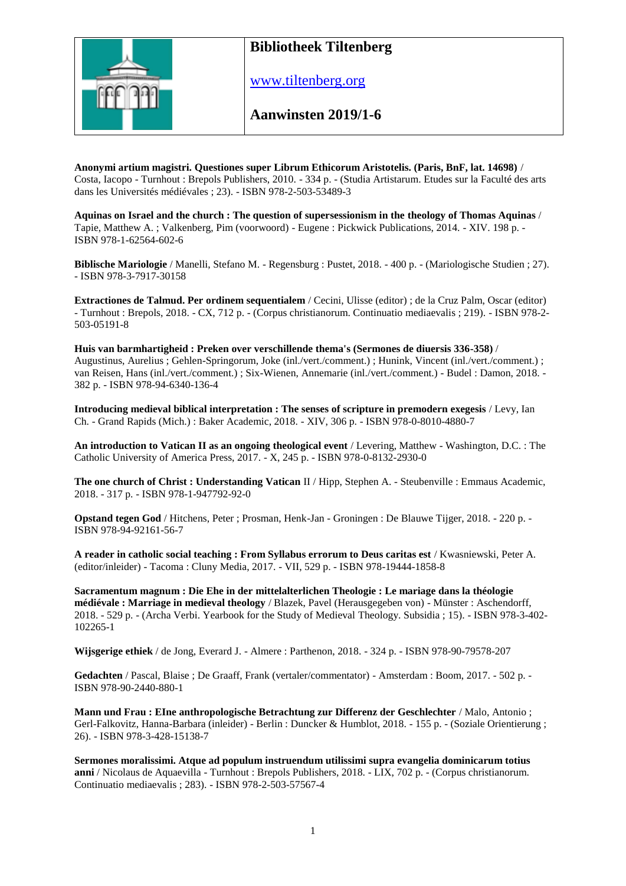# Bibliotheek Tiltenberg

www.tiltenberg.org

## Aanwinsten 2019/1-6

**Anonymi artium magistri. Questiones super Librum Ethicorum Aristotelis. (Paris, BnF, lat. 14698)** / Costa, Iacopo - Turnhout : Brepols Publishers, 2010. - 334 p. - (Studia Artistarum. Etudes sur la Faculté des arts dans les Universités médiévales ; 23). - ISBN 978-2-503-53489-3

**Aquinas on Israel and the church : The question of supersessionism in the theology of Thomas Aquinas** / Tapie, Matthew A. ; Valkenberg, Pim (voorwoord) - Eugene : Pickwick Publications, 2014. - XIV. 198 p. - ISBN 978-1-62564-602-6

**Biblische Mariologie** / Manelli, Stefano M. - Regensburg : Pustet, 2018. - 400 p. - (Mariologische Studien ; 27). - ISBN 978-3-7917-30158

**Extractiones de Talmud. Per ordinem sequentialem** / Cecini, Ulisse (editor) ; de la Cruz Palm, Oscar (editor) - Turnhout : Brepols, 2018. - CX, 712 p. - (Corpus christianorum. Continuatio mediaevalis ; 219). - ISBN 978-2-503-05191-8

**Huis van barmhartigheid : Preken over verschillende thema's (Sermones de diuersis 336-358)** / Augustinus, Aurelius ; Gehlen-Springorum, Joke (inl./vert./comment.) ; Hunink, Vincent (inl./vert./comment.) ; van Reisen, Hans (inl./vert./comment.) ; Six-Wienen, Annemarie (inl./vert./comment.) - Budel : Damon, 2018. - 382 p. - ISBN 978-94-6340-136-4

**Introducing medieval biblical interpretation : The senses of scripture in premodern exegesis** / Levy, Ian Ch. - Grand Rapids (Mich.) : Baker Academic, 2018. - XIV, 306 p. - ISBN 978-0-8010-4880-7

**An introduction to Vatican II as an ongoing theological event** / Levering, Matthew - Washington, D.C. : The Catholic University of America Press, 2017. - X, 245 p. - ISBN 978-0-8132-2930-0

**The one church of Christ : Understanding Vatican** II / Hipp, Stephen A. - Steubenville : Emmaus Academic, 2018. - 317 p. - ISBN 978-1-947792-92-0

**Opstand tegen God** / Hitchens, Peter ; Prosman, Henk-Jan - Groningen : De Blauwe Tijger, 2018. - 220 p. - ISBN 978-94-92161-56-7

**A reader in catholic social teaching : From Syllabus errorum to Deus caritas est** / Kwasniewski, Peter A. (editor/inleider) - Tacoma : Cluny Media, 2017. - VII, 529 p. - ISBN 978-19444-1858-8

**Sacramentum magnum : Die Ehe in der mittelalterlichen Theologie : Le mariage dans la théologie médiévale : Marriage in medieval theology** / Blazek, Pavel (Herausgeben von) - Münster : Aschendorff, 2018. - 529 p. - (Archa Verbi. Yearbook for the Study of Medieval Theology. Subsidia ; 15). - ISBN 978-3-402-102265-1

**Wijsgerige ethiek** / de Jong, Everard J. - Almere : Parthenon, 2018. - 324 p. - ISBN 978-90-79578-207

**Gedachten** / Pascal, Blaise ; De Graaff, Frank (vertaler/commentator) - Amsterdam : Boom, 2017. - 502 p. - ISBN 978-90-2440-880-1

**Mann und Frau : EIne anthropologische Betrachtung zur Differenz der Geschlechter** / Malo, Antonio ; Gerl-Falkovitz, Hanna-Barbara (inleider) - Berlin : Duncker & Humblot, 2018. - 155 p. - (Soziale Orientierung ; 26). - ISBN 978-3-428-15138-7

**Sermones moralissimi. Atque ad populum instruendum utilissimi supra evangelia dominicarum totius anni** / Nicolaus de Aquaevilla - Turnhout : Brepols Publishers, 2018. - LIX, 702 p. - (Corpus christianorum. Continuatio mediaevalis ; 283). - ISBN 978-2-503-57567-4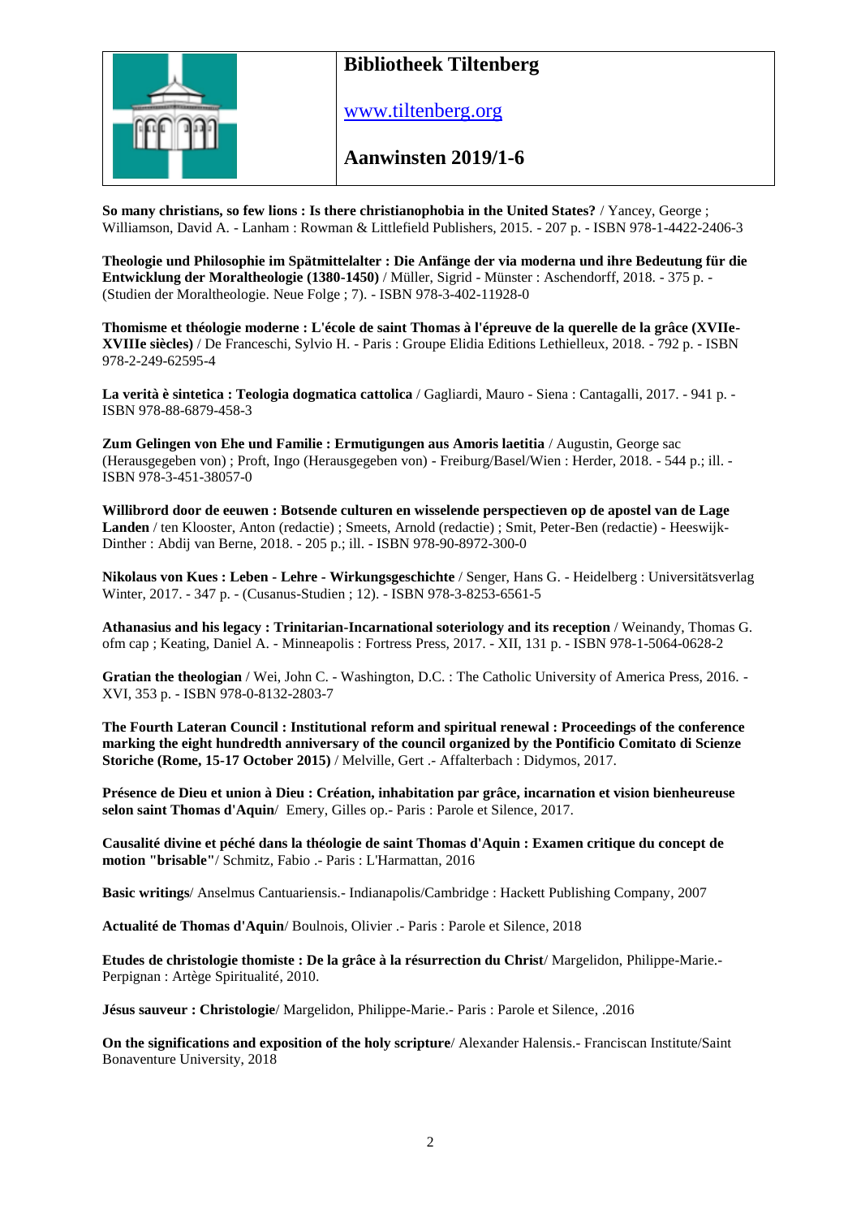| | **Bibliotheek Tiltenberg** |
|---|---|
| | www.tiltenberg.org |
| | **Aanwinsten 2019/1-6** |

**So many christians, so few lions : Is there christianophobia in the United States?** / Yancey, George ; Williamson, David A. - Lanham : Rowman & Littlefield Publishers, 2015. - 207 p. - ISBN 978-1-4422-2406-3

**Theologie und Philosophie im Spätmittelalter : Die Anfänge der via moderna und ihre Bedeutung für die Entwicklung der Moraltheologie (1380-1450)** / Müller, Sigrid - Münster : Aschendorff, 2018. - 375 p. - (Studien der Moraltheologie. Neue Folge ; 7). - ISBN 978-3-402-11928-0

**Thomisme et théologie moderne : L'école de saint Thomas à l'épreuve de la querelle de la grâce (XVIIe-XVIIIe siècles)** / De Franceschi, Sylvio H. - Paris : Groupe Elidia Editions Lethielleux, 2018. - 792 p. - ISBN 978-2-249-62595-4

**La verità è sintetica : Teologia dogmatica cattolica** / Gagliardi, Mauro - Siena : Cantagalli, 2017. - 941 p. - ISBN 978-88-6879-458-3

**Zum Gelingen von Ehe und Familie : Ermutigungen aus Amoris laetitia** / Augustin, George sac (Herausgegeben von) ; Proft, Ingo (Herausgegeben von) - Freiburg/Basel/Wien : Herder, 2018. - 544 p.; ill. - ISBN 978-3-451-38057-0

**Willibrord door de eeuwen : Botsende culturen en wisselende perspectieven op de apostel van de Lage Landen** / ten Klooster, Anton (redactie) ; Smeets, Arnold (redactie) ; Smit, Peter-Ben (redactie) - Heeswijk-Dinther : Abdij van Berne, 2018. - 205 p.; ill. - ISBN 978-90-8972-300-0

**Nikolaus von Kues : Leben - Lehre - Wirkungsgeschichte** / Senger, Hans G. - Heidelberg : Universitätsverlag Winter, 2017. - 347 p. - (Cusanus-Studien ; 12). - ISBN 978-3-8253-6561-5

**Athanasius and his legacy : Trinitarian-Incarnational soteriology and its reception** / Weinandy, Thomas G. ofm cap ; Keating, Daniel A. - Minneapolis : Fortress Press, 2017. - XII, 131 p. - ISBN 978-1-5064-0628-2

**Gratian the theologian** / Wei, John C. - Washington, D.C. : The Catholic University of America Press, 2016. - XVI, 353 p. - ISBN 978-0-8132-2803-7

**The Fourth Lateran Council : Institutional reform and spiritual renewal : Proceedings of the conference marking the eight hundredth anniversary of the council organized by the Pontificio Comitato di Scienze Storiche (Rome, 15-17 October 2015)** / Melville, Gert .- Affalterbach : Didymos, 2017.

**Présence de Dieu et union à Dieu : Création, inhabitation par grâce, incarnation et vision bienheureuse selon saint Thomas d'Aquin**/ Emery, Gilles op.- Paris : Parole et Silence, 2017.

**Causalité divine et péché dans la théologie de saint Thomas d'Aquin : Examen critique du concept de motion "brisable"**/ Schmitz, Fabio .- Paris : L'Harmattan, 2016

**Basic writings**/ Anselmus Cantuariensis.- Indianapolis/Cambridge : Hackett Publishing Company, 2007

**Actualité de Thomas d'Aquin**/ Boulnois, Olivier .- Paris : Parole et Silence, 2018

**Etudes de christologie thomiste : De la grâce à la résurrection du Christ**/ Margelidon, Philippe-Marie.- Perpignan : Artège Spiritualité, 2010.

**Jésus sauveur : Christologie**/ Margelidon, Philippe-Marie.- Paris : Parole et Silence, .2016

**On the significations and exposition of the holy scripture**/ Alexander Halensis.- Franciscan Institute/Saint Bonaventure University, 2018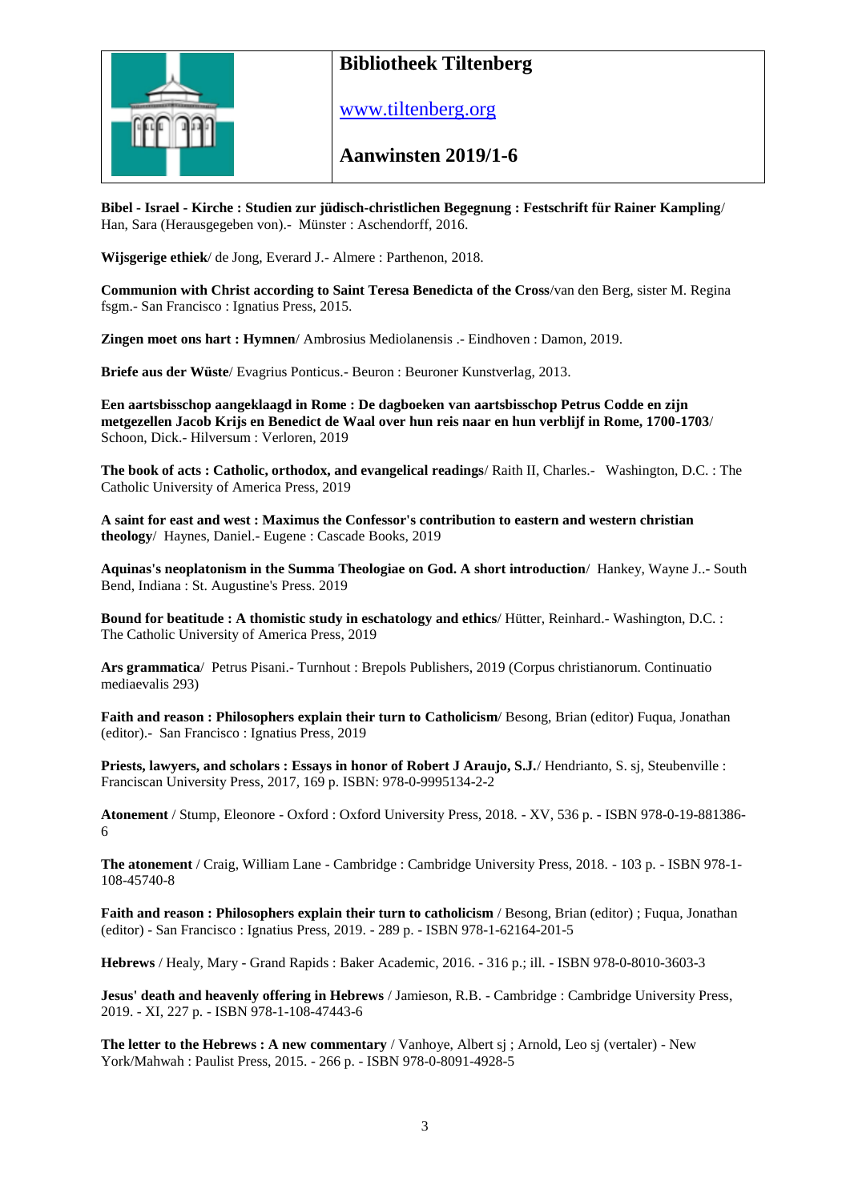# Bibliotheek Tiltenberg

www.tiltenberg.org

## Aanwinsten 2019/1-6

**Bibel - Israel - Kirche : Studien zur jüdisch-christlichen Begegnung : Festschrift für Rainer Kampling**/ Han, Sara (Herausgegeben von).- Münster : Aschendorff, 2016.

**Wijsgerige ethiek**/ de Jong, Everard J.- Almere : Parthenon, 2018.

**Communion with Christ according to Saint Teresa Benedicta of the Cross**/van den Berg, sister M. Regina fsgm.- San Francisco : Ignatius Press, 2015.

**Zingen moet ons hart : Hymnen**/ Ambrosius Mediolanensis .- Eindhoven : Damon, 2019.

**Briefe aus der Wüste**/ Evagrius Ponticus.- Beuron : Beuroner Kunstverlag, 2013.

**Een aartsbisschop aangeklaagd in Rome : De dagboeken van aartsbisschop Petrus Codde en zijn metgezellen Jacob Krijs en Benedict de Waal over hun reis naar en hun verblijf in Rome, 1700-1703**/ Schoon, Dick.- Hilversum : Verloren, 2019

**The book of acts : Catholic, orthodox, and evangelical readings**/ Raith II, Charles.- Washington, D.C. : The Catholic University of America Press, 2019

**A saint for east and west : Maximus the Confessor's contribution to eastern and western christian theology**/ Haynes, Daniel.- Eugene : Cascade Books, 2019

**Aquinas's neoplatonism in the Summa Theologiae on God. A short introduction**/ Hankey, Wayne J..- South Bend, Indiana : St. Augustine's Press. 2019

**Bound for beatitude : A thomistic study in eschatology and ethics**/ Hütter, Reinhard.- Washington, D.C. : The Catholic University of America Press, 2019

**Ars grammatica**/ Petrus Pisani.- Turnhout : Brepols Publishers, 2019 (Corpus christianorum. Continuatio mediaevalis 293)

**Faith and reason : Philosophers explain their turn to Catholicism**/ Besong, Brian (editor) Fuqua, Jonathan (editor).- San Francisco : Ignatius Press, 2019

**Priests, lawyers, and scholars : Essays in honor of Robert J Araujo, S.J.**/ Hendrianto, S. sj, Steubenville : Franciscan University Press, 2017, 169 p. ISBN: 978-0-9995134-2-2

**Atonement** / Stump, Eleonore - Oxford : Oxford University Press, 2018. - XV, 536 p. - ISBN 978-0-19-881386-6

**The atonement** / Craig, William Lane - Cambridge : Cambridge University Press, 2018. - 103 p. - ISBN 978-1-108-45740-8

**Faith and reason : Philosophers explain their turn to catholicism** / Besong, Brian (editor) ; Fuqua, Jonathan (editor) - San Francisco : Ignatius Press, 2019. - 289 p. - ISBN 978-1-62164-201-5

**Hebrews** / Healy, Mary - Grand Rapids : Baker Academic, 2016. - 316 p.; ill. - ISBN 978-0-8010-3603-3

**Jesus' death and heavenly offering in Hebrews** / Jamieson, R.B. - Cambridge : Cambridge University Press, 2019. - XI, 227 p. - ISBN 978-1-108-47443-6

**The letter to the Hebrews : A new commentary** / Vanhoye, Albert sj ; Arnold, Leo sj (vertaler) - New York/Mahwah : Paulist Press, 2015. - 266 p. - ISBN 978-0-8091-4928-5